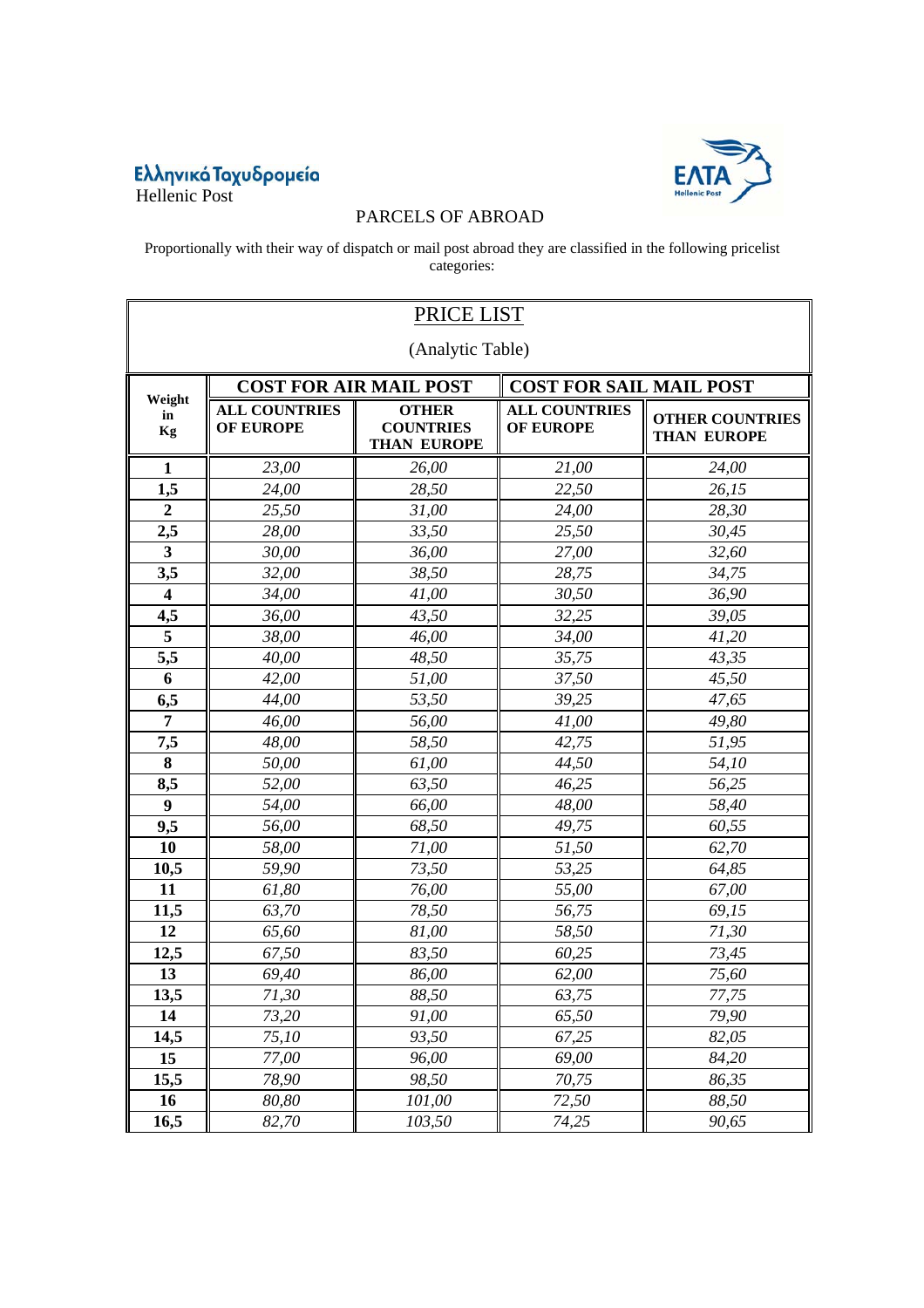Ελληνικά Ταχυδρομεία
Hellenic Post

ΕΛΤΑ Hellenic Post

# PARCELS OF ABROAD

Proportionally with their way of dispatch or mail post abroad they are classified in the following pricelist categories:

## PRICE LIST

(Analytic Table)

| Weight in Kg | COST FOR AIR MAIL POST | | COST FOR SAIL MAIL POST | |
|---|---|---|---|---|
| | ALL COUNTRIES OF EUROPE | OTHER COUNTRIES THAN EUROPE | ALL COUNTRIES OF EUROPE | OTHER COUNTRIES THAN EUROPE |
| **1** | *23,00* | *26,00* | *21,00* | *24,00* |
| **1,5** | *24,00* | *28,50* | *22,50* | *26,15* |
| **2** | *25,50* | *31,00* | *24,00* | *28,30* |
| **2,5** | *28,00* | *33,50* | *25,50* | *30,45* |
| **3** | *30,00* | *36,00* | *27,00* | *32,60* |
| **3,5** | *32,00* | *38,50* | *28,75* | *34,75* |
| **4** | *34,00* | *41,00* | *30,50* | *36,90* |
| **4,5** | *36,00* | *43,50* | *32,25* | *39,05* |
| **5** | *38,00* | *46,00* | *34,00* | *41,20* |
| **5,5** | *40,00* | *48,50* | *35,75* | *43,35* |
| **6** | *42,00* | *51,00* | *37,50* | *45,50* |
| **6,5** | *44,00* | *53,50* | *39,25* | *47,65* |
| **7** | *46,00* | *56,00* | *41,00* | *49,80* |
| **7,5** | *48,00* | *58,50* | *42,75* | *51,95* |
| **8** | *50,00* | *61,00* | *44,50* | *54,10* |
| **8,5** | *52,00* | *63,50* | *46,25* | *56,25* |
| **9** | *54,00* | *66,00* | *48,00* | *58,40* |
| **9,5** | *56,00* | *68,50* | *49,75* | *60,55* |
| **10** | *58,00* | *71,00* | *51,50* | *62,70* |
| **10,5** | *59,90* | *73,50* | *53,25* | *64,85* |
| **11** | *61,80* | *76,00* | *55,00* | *67,00* |
| **11,5** | *63,70* | *78,50* | *56,75* | *69,15* |
| **12** | *65,60* | *81,00* | *58,50* | *71,30* |
| **12,5** | *67,50* | *83,50* | *60,25* | *73,45* |
| **13** | *69,40* | *86,00* | *62,00* | *75,60* |
| **13,5** | *71,30* | *88,50* | *63,75* | *77,75* |
| **14** | *73,20* | *91,00* | *65,50* | *79,90* |
| **14,5** | *75,10* | *93,50* | *67,25* | *82,05* |
| **15** | *77,00* | *96,00* | *69,00* | *84,20* |
| **15,5** | *78,90* | *98,50* | *70,75* | *86,35* |
| **16** | *80,80* | *101,00* | *72,50* | *88,50* |
| **16,5** | *82,70* | *103,50* | *74,25* | *90,65* |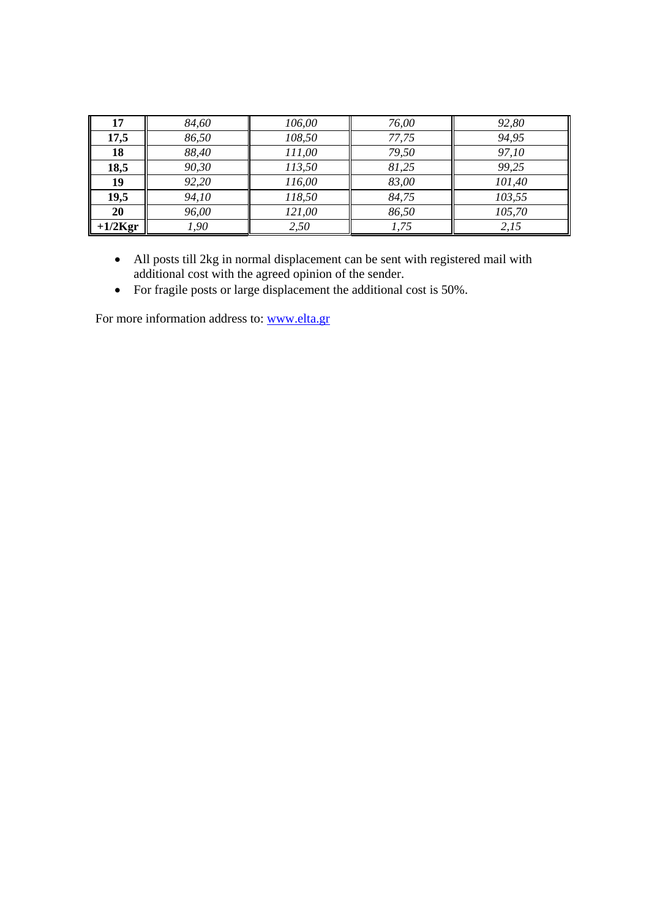| | | | | |
|---|---|---|---|---|
| **17** | *84,60* | *106,00* | *76,00* | *92,80* |
| **17,5** | *86,50* | *108,50* | *77,75* | *94,95* |
| **18** | *88,40* | *111,00* | *79,50* | *97,10* |
| **18,5** | *90,30* | *113,50* | *81,25* | *99,25* |
| **19** | *92,20* | *116,00* | *83,00* | *101,40* |
| **19,5** | *94,10* | *118,50* | *84,75* | *103,55* |
| **20** | *96,00* | *121,00* | *86,50* | *105,70* |
| **+1/2Kgr** | *1,90* | *2,50* | *1,75* | *2,15* |

- All posts till 2kg in normal displacement can be sent with registered mail with additional cost with the agreed opinion of the sender.
- For fragile posts or large displacement the additional cost is 50%.

For more information address to: [www.elta.gr](http://www.elta.gr)